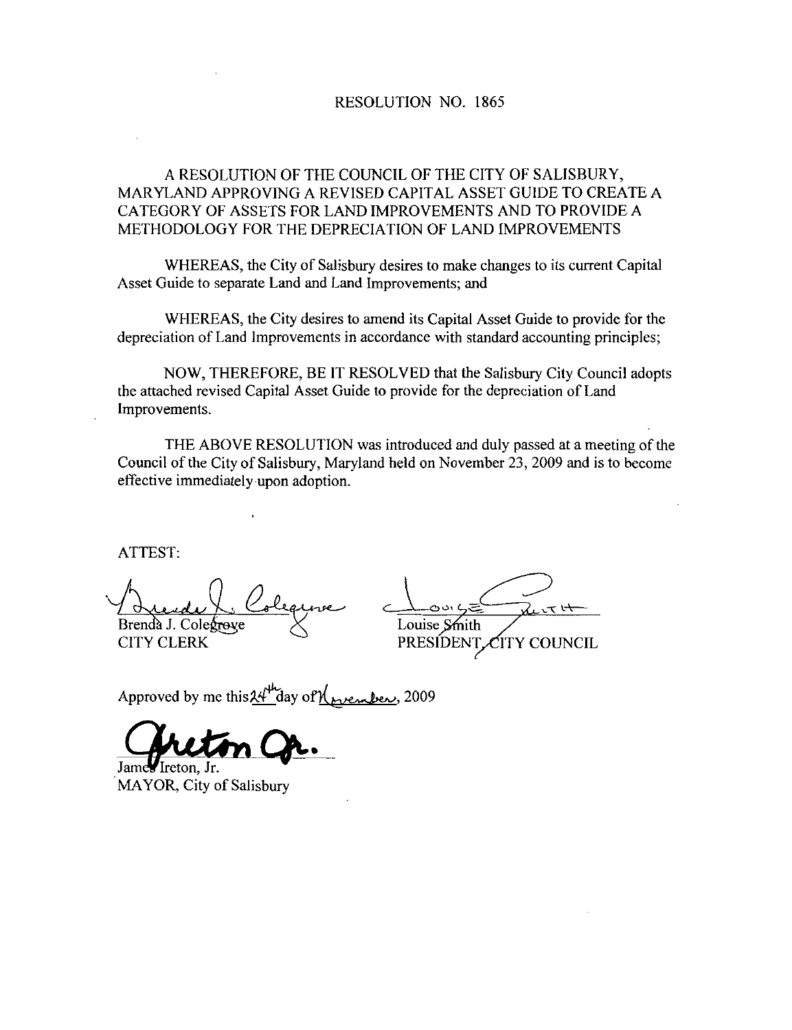# RESOLUTION NO. 1865

## A RESOLUTION OF THE COUNCIL OF THE CITY OF SALISBURY, MARYLAND APPROVING A REVISED CAPITAL ASSET GUIDE TO CREATE A CATEGORY OF ASSETS FOR LAND IMPROVEMENTS AND TO PROVIDE A METHODOLOGY FOR THE DEPRECIATION OF LAND IMPROVEMENTS

WHEREAS, the City of Salisbury desires to make changes to its current Capital Asset Guide to separate Land and Land Improvements; and

WHEREAS, the City desires to amend its Capital Asset Guide to provide for the depreciation of Land Improvements in accordance with standard accounting principles;

NOW, THEREFORE, BE IT RESOLVED that the Salisbury City Council adopts the attached revised Capital Asset Guide to provide for the depreciation of Land Improvements.

THE ABOVE RESOLUTION was introduced and duly passed at a meeting of the Council of the City of Salisbury, Maryland held on November 23, 2009 and is to become effective immediately upon adoption.

ATTEST:

Brenda J. Colegrove
CITY CLERK

Louise Smith
PRESIDENT, CITY COUNCIL

Approved by me this 24th day of November, 2009

James Ireton, Jr.
MAYOR, City of Salisbury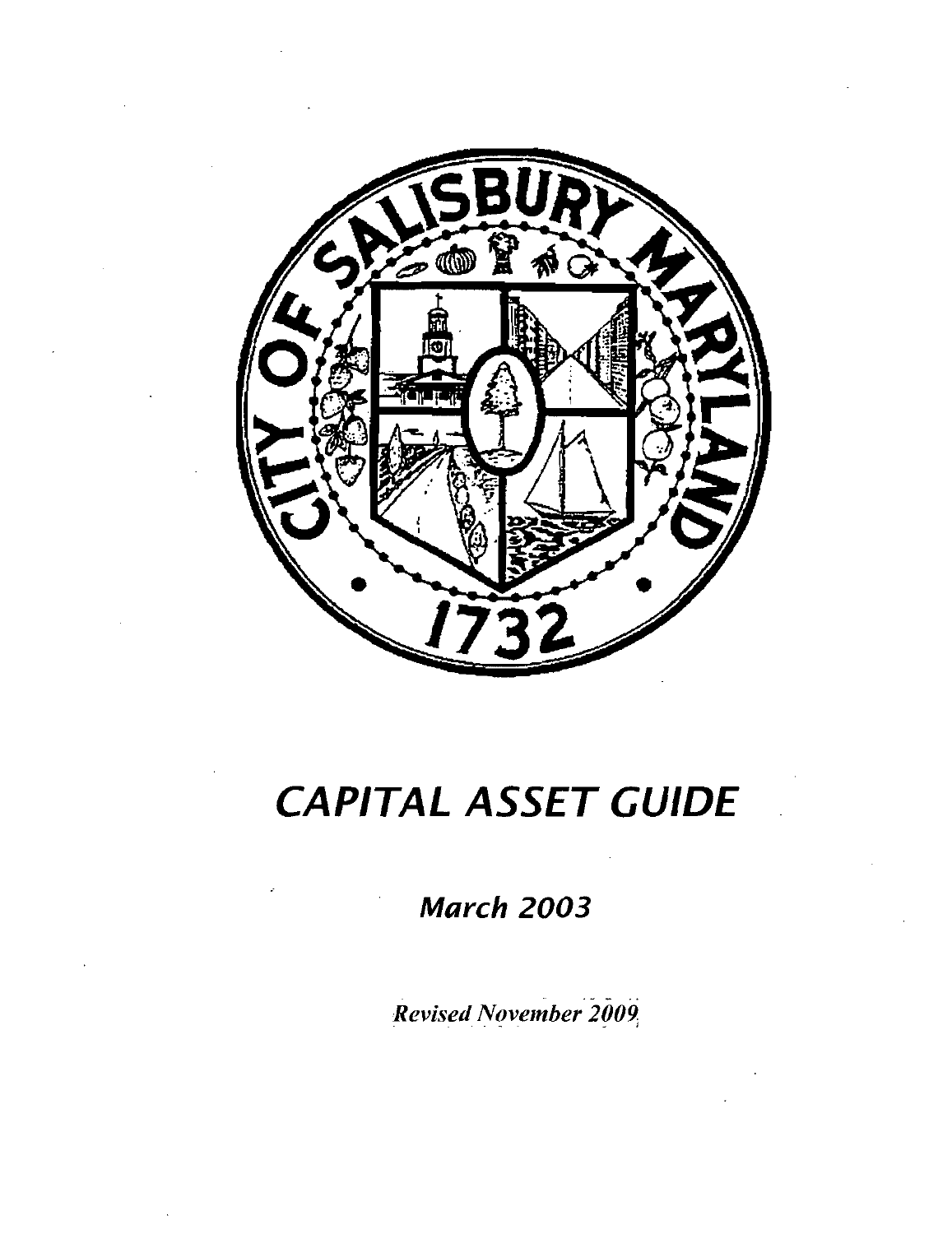# CAPITAL ASSET GUIDE

*March 2003*

*Revised November 2009*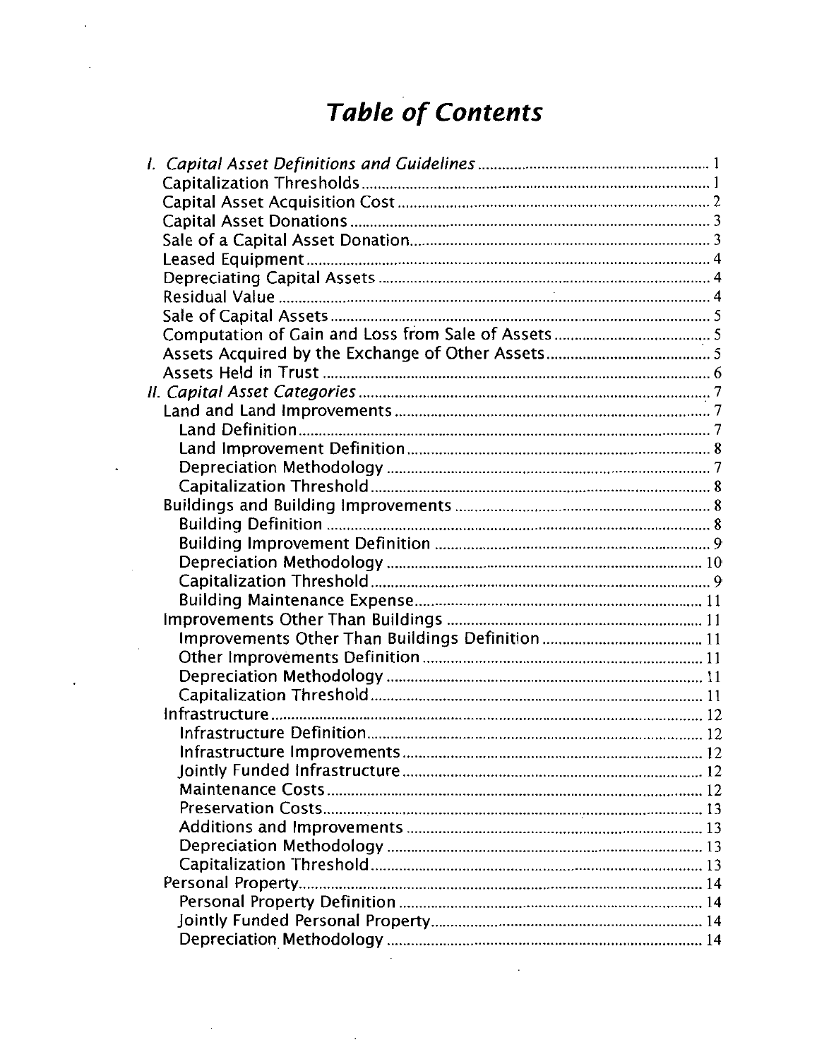# *Table of Contents*

*I. Capital Asset Definitions and Guidelines* ........ 1

- Capitalization Thresholds ........ 1
- Capital Asset Acquisition Cost ........ 2
- Capital Asset Donations ........ 3
- Sale of a Capital Asset Donation ........ 3
- Leased Equipment ........ 4
- Depreciating Capital Assets ........ 4
- Residual Value ........ 4
- Sale of Capital Assets ........ 5
- Computation of Gain and Loss from Sale of Assets ........ 5
- Assets Acquired by the Exchange of Other Assets ........ 5
- Assets Held in Trust ........ 6

*II. Capital Asset Categories* ........ 7

- Land and Land Improvements ........ 7
  - Land Definition ........ 7
  - Land Improvement Definition ........ 8
  - Depreciation Methodology ........ 7
  - Capitalization Threshold ........ 8
- Buildings and Building Improvements ........ 8
  - Building Definition ........ 8
  - Building Improvement Definition ........ 9
  - Depreciation Methodology ........ 10
  - Capitalization Threshold ........ 9
  - Building Maintenance Expense ........ 11
- Improvements Other Than Buildings ........ 11
  - Improvements Other Than Buildings Definition ........ 11
  - Other Improvements Definition ........ 11
  - Depreciation Methodology ........ 11
  - Capitalization Threshold ........ 11
- Infrastructure ........ 12
  - Infrastructure Definition ........ 12
  - Infrastructure Improvements ........ 12
  - Jointly Funded Infrastructure ........ 12
  - Maintenance Costs ........ 12
  - Preservation Costs ........ 13
  - Additions and Improvements ........ 13
  - Depreciation Methodology ........ 13
  - Capitalization Threshold ........ 13
- Personal Property ........ 14
  - Personal Property Definition ........ 14
  - Jointly Funded Personal Property ........ 14
  - Depreciation Methodology ........ 14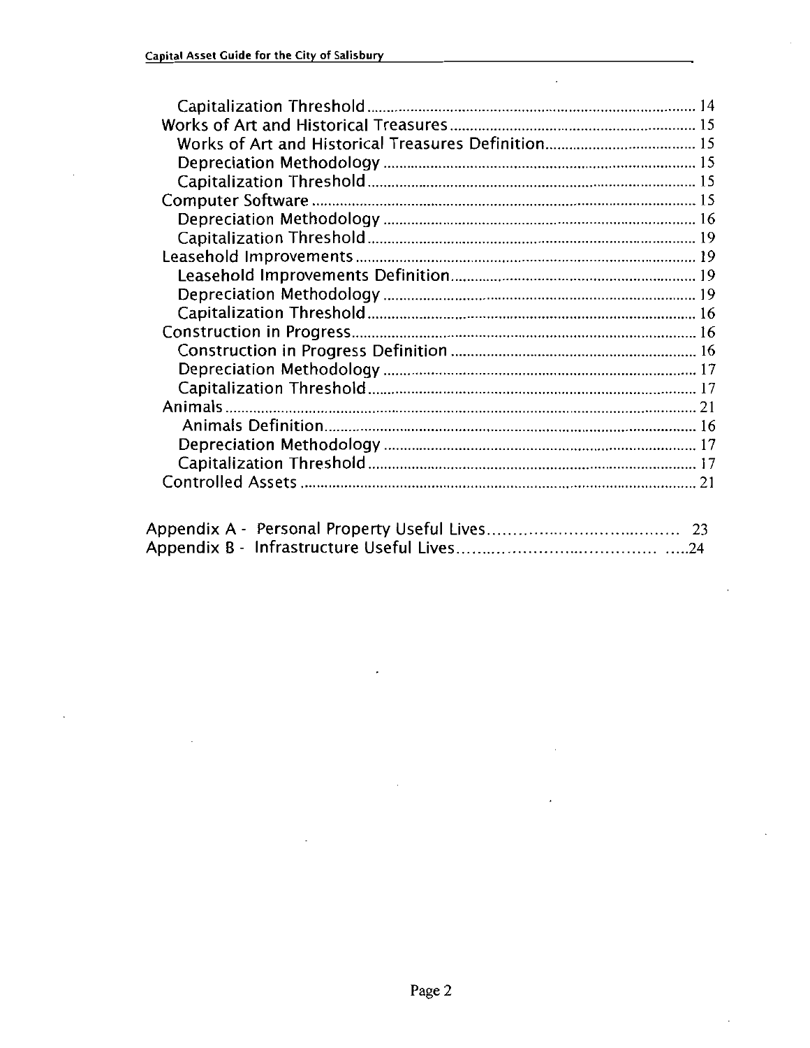Capitalization Threshold ............................................................................. 14
Works of Art and Historical Treasures ........................................................ 15
Works of Art and Historical Treasures Definition ..................................... 15
Depreciation Methodology ........................................................................ 15
Capitalization Threshold ........................................................................... 15
Computer Software ......................................................................................... 15
Depreciation Methodology ........................................................................ 16
Capitalization Threshold ........................................................................... 19
Leasehold Improvements ............................................................................. 19
Leasehold Improvements Definition ......................................................... 19
Depreciation Methodology ........................................................................ 19
Capitalization Threshold ........................................................................... 16
Construction in Progress .............................................................................. 16
Construction in Progress Definition ......................................................... 16
Depreciation Methodology ........................................................................ 17
Capitalization Threshold ........................................................................... 17
Animals ............................................................................................................ 21
Animals Definition ....................................................................................... 16
Depreciation Methodology ........................................................................ 17
Capitalization Threshold ........................................................................... 17
Controlled Assets ........................................................................................... 21

Appendix A - Personal Property Useful Lives ............................................ 23
Appendix B - Infrastructure Useful Lives ...................................................24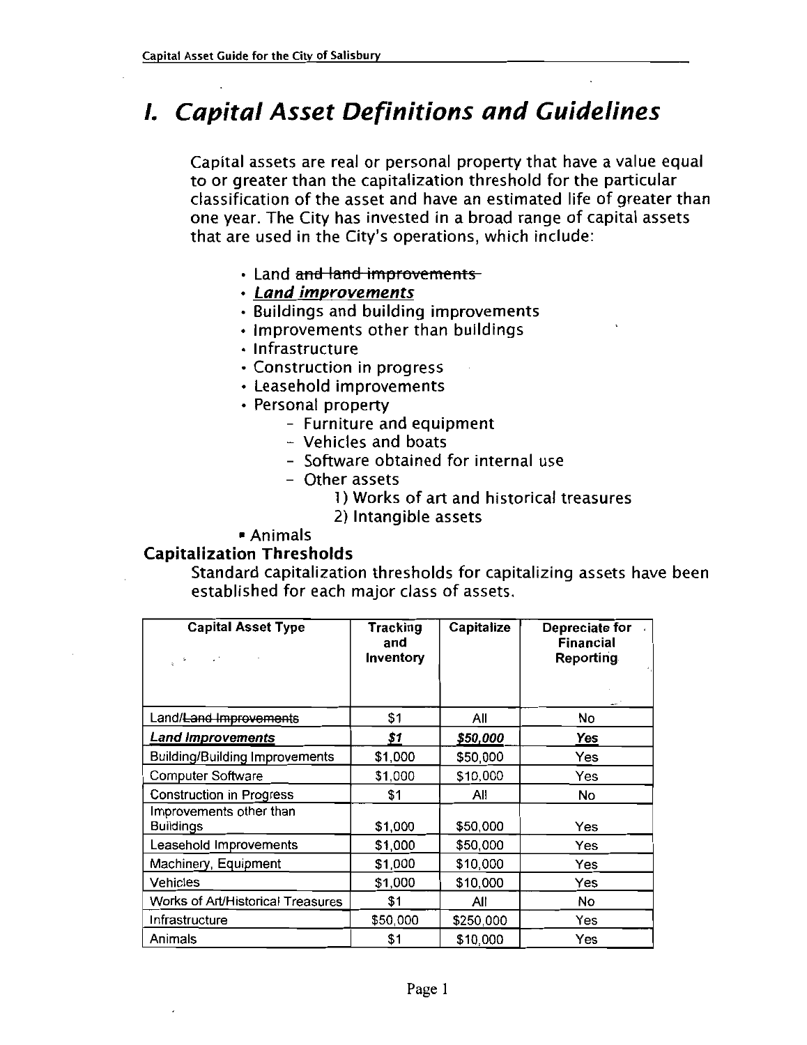# I. Capital Asset Definitions and Guidelines

Capital assets are real or personal property that have a value equal to or greater than the capitalization threshold for the particular classification of the asset and have an estimated life of greater than one year. The City has invested in a broad range of capital assets that are used in the City's operations, which include:

- Land ~~and land improvements~~
- ***Land improvements***
- Buildings and building improvements
- Improvements other than buildings
- Infrastructure
- Construction in progress
- Leasehold improvements
- Personal property
  - Furniture and equipment
  - Vehicles and boats
  - Software obtained for internal use
  - Other assets
    1) Works of art and historical treasures
    2) Intangible assets
- Animals

### Capitalization Thresholds

Standard capitalization thresholds for capitalizing assets have been established for each major class of assets.

| Capital Asset Type | Tracking and Inventory | Capitalize | Depreciate for Financial Reporting |
|---|---|---|---|
| Land/~~Land Improvements~~ | $1 | All | No |
| ***Land Improvements*** | ***$1*** | ***$50,000*** | ***Yes*** |
| Building/Building Improvements | $1,000 | $50,000 | Yes |
| Computer Software | $1,000 | $10,000 | Yes |
| Construction in Progress | $1 | All | No |
| Improvements other than Buildings | $1,000 | $50,000 | Yes |
| Leasehold Improvements | $1,000 | $50,000 | Yes |
| Machinery, Equipment | $1,000 | $10,000 | Yes |
| Vehicles | $1,000 | $10,000 | Yes |
| Works of Art/Historical Treasures | $1 | All | No |
| Infrastructure | $50,000 | $250,000 | Yes |
| Animals | $1 | $10,000 | Yes |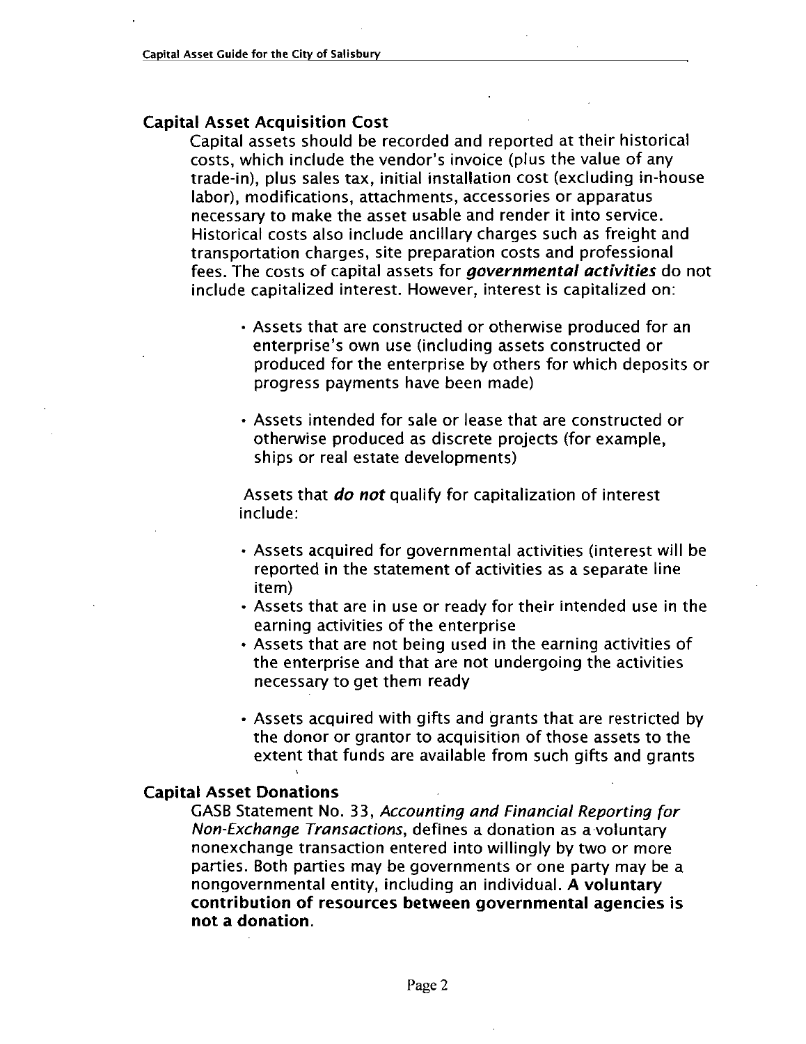## Capital Asset Acquisition Cost

Capital assets should be recorded and reported at their historical costs, which include the vendor's invoice (plus the value of any trade-in), plus sales tax, initial installation cost (excluding in-house labor), modifications, attachments, accessories or apparatus necessary to make the asset usable and render it into service. Historical costs also include ancillary charges such as freight and transportation charges, site preparation costs and professional fees. The costs of capital assets for ***governmental activities*** do not include capitalized interest. However, interest is capitalized on:

- Assets that are constructed or otherwise produced for an enterprise's own use (including assets constructed or produced for the enterprise by others for which deposits or progress payments have been made)
- Assets intended for sale or lease that are constructed or otherwise produced as discrete projects (for example, ships or real estate developments)

Assets that ***do not*** qualify for capitalization of interest include:

- Assets acquired for governmental activities (interest will be reported in the statement of activities as a separate line item)
- Assets that are in use or ready for their intended use in the earning activities of the enterprise
- Assets that are not being used in the earning activities of the enterprise and that are not undergoing the activities necessary to get them ready
- Assets acquired with gifts and grants that are restricted by the donor or grantor to acquisition of those assets to the extent that funds are available from such gifts and grants

## Capital Asset Donations

GASB Statement No. 33, *Accounting and Financial Reporting for Non-Exchange Transactions*, defines a donation as a voluntary nonexchange transaction entered into willingly by two or more parties. Both parties may be governments or one party may be a nongovernmental entity, including an individual. **A voluntary contribution of resources between governmental agencies is not a donation.**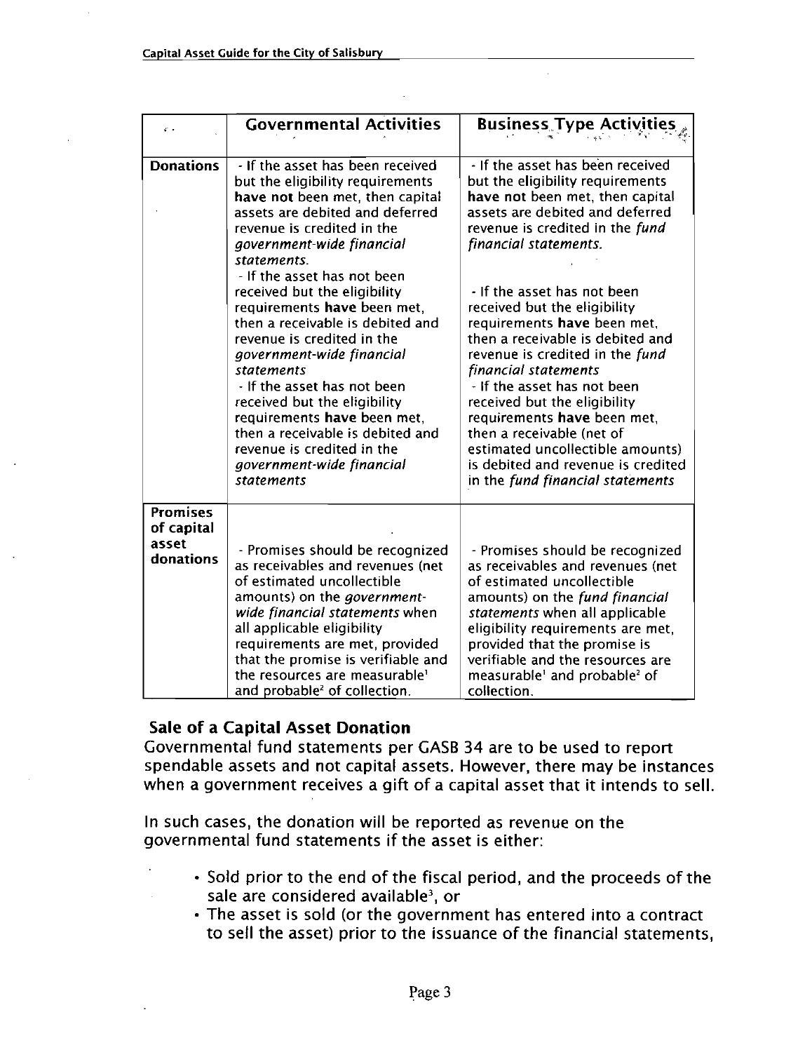| | Governmental Activities | Business Type Activities |
|---|---|---|
| **Donations** | - If the asset has been received but the eligibility requirements **have not** been met, then capital assets are debited and deferred revenue is credited in the *government-wide financial statements.*<br>- If the asset has not been received but the eligibility requirements **have** been met, then a receivable is debited and revenue is credited in the *government-wide financial statements*<br>- If the asset has not been received but the eligibility requirements **have** been met, then a receivable is debited and revenue is credited in the *government-wide financial statements* | - If the asset has been received but the eligibility requirements **have not** been met, then capital assets are debited and deferred revenue is credited in the *fund financial statements.*<br>- If the asset has not been received but the eligibility requirements **have** been met, then a receivable is debited and revenue is credited in the *fund financial statements*<br>- If the asset has not been received but the eligibility requirements **have** been met, then a receivable (net of estimated uncollectible amounts) is debited and revenue is credited in the *fund financial statements* |
| **Promises of capital asset donations** | - Promises should be recognized as receivables and revenues (net of estimated uncollectible amounts) on the *government-wide financial statements* when all applicable eligibility requirements are met, provided that the promise is verifiable and the resources are measurable[1] and probable[2] of collection. | - Promises should be recognized as receivables and revenues (net of estimated uncollectible amounts) on the *fund financial statements* when all applicable eligibility requirements are met, provided that the promise is verifiable and the resources are measurable[1] and probable[2] of collection. |

## Sale of a Capital Asset Donation

Governmental fund statements per GASB 34 are to be used to report spendable assets and not capital assets. However, there may be instances when a government receives a gift of a capital asset that it intends to sell.

In such cases, the donation will be reported as revenue on the governmental fund statements if the asset is either:

- Sold prior to the end of the fiscal period, and the proceeds of the sale are considered available[3], or
- The asset is sold (or the government has entered into a contract to sell the asset) prior to the issuance of the financial statements,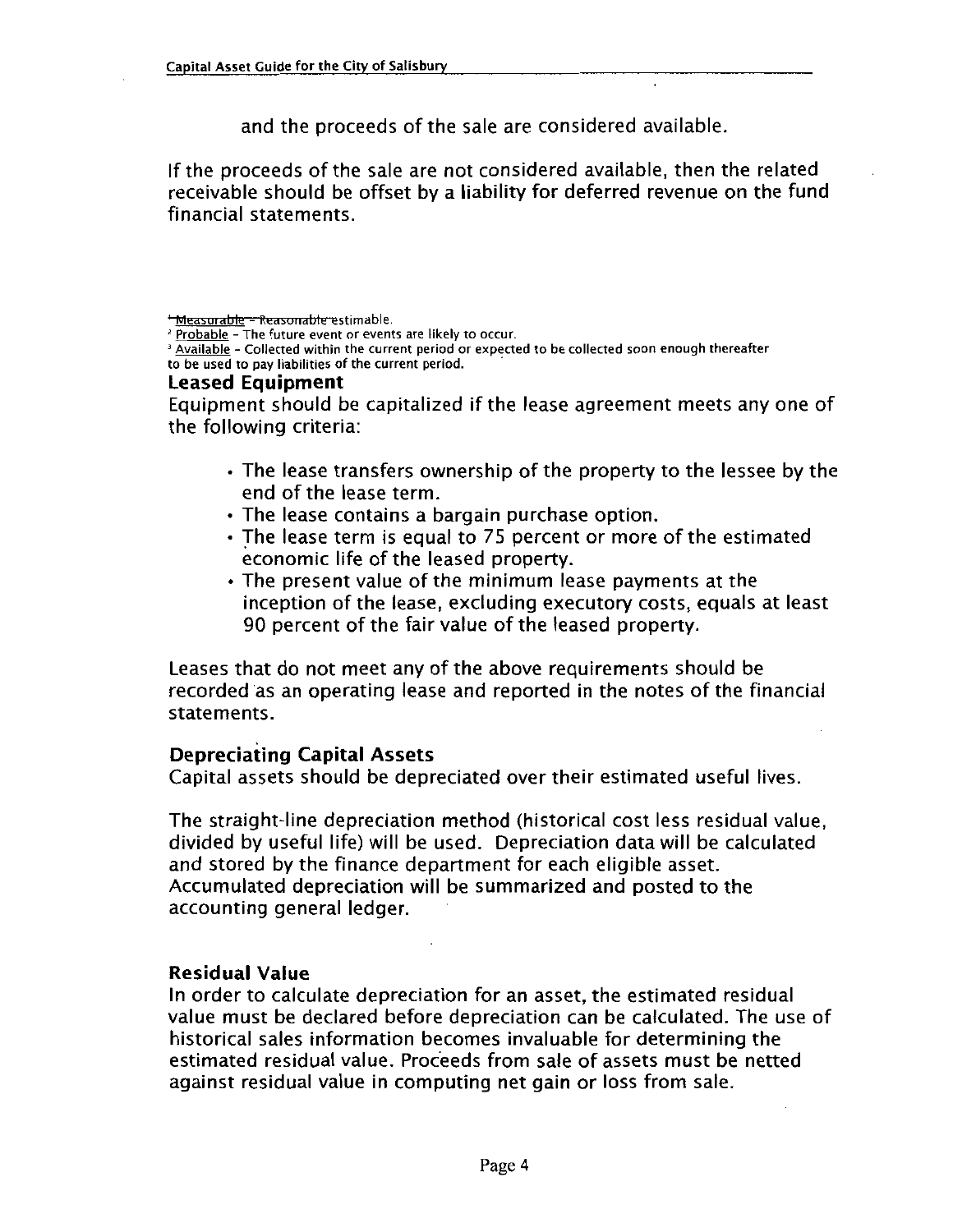and the proceeds of the sale are considered available.

If the proceeds of the sale are not considered available, then the related receivable should be offset by a liability for deferred revenue on the fund financial statements.

[1] ~~Measurable – Reasonable~~ estimable.
[2] Probable – The future event or events are likely to occur.
[3] Available – Collected within the current period or expected to be collected soon enough thereafter to be used to pay liabilities of the current period.

### Leased Equipment

Equipment should be capitalized if the lease agreement meets any one of the following criteria:

- The lease transfers ownership of the property to the lessee by the end of the lease term.
- The lease contains a bargain purchase option.
- The lease term is equal to 75 percent or more of the estimated economic life of the leased property.
- The present value of the minimum lease payments at the inception of the lease, excluding executory costs, equals at least 90 percent of the fair value of the leased property.

Leases that do not meet any of the above requirements should be recorded as an operating lease and reported in the notes of the financial statements.

### Depreciating Capital Assets

Capital assets should be depreciated over their estimated useful lives.

The straight-line depreciation method (historical cost less residual value, divided by useful life) will be used. Depreciation data will be calculated and stored by the finance department for each eligible asset. Accumulated depreciation will be summarized and posted to the accounting general ledger.

### Residual Value

In order to calculate depreciation for an asset, the estimated residual value must be declared before depreciation can be calculated. The use of historical sales information becomes invaluable for determining the estimated residual value. Proceeds from sale of assets must be netted against residual value in computing net gain or loss from sale.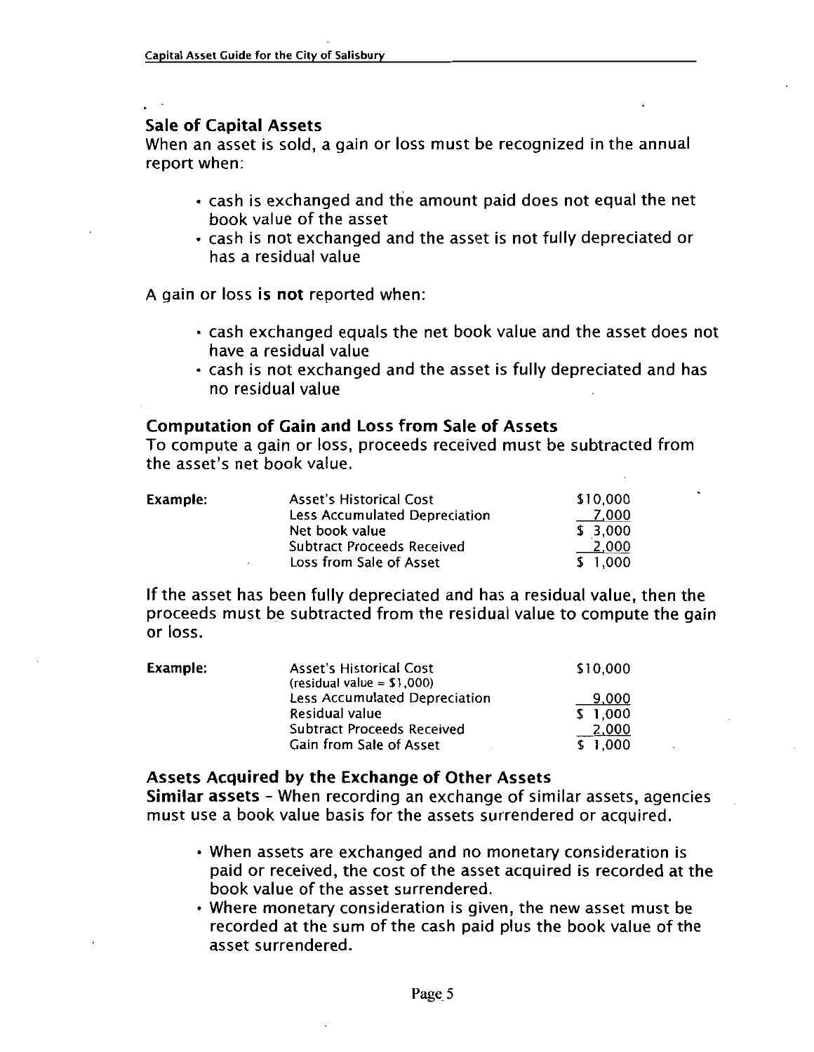## Sale of Capital Assets

When an asset is sold, a gain or loss must be recognized in the annual report when:

- cash is exchanged and the amount paid does not equal the net book value of the asset
- cash is not exchanged and the asset is not fully depreciated or has a residual value

A gain or loss **is not** reported when:

- cash exchanged equals the net book value and the asset does not have a residual value
- cash is not exchanged and the asset is fully depreciated and has no residual value

## Computation of Gain and Loss from Sale of Assets

To compute a gain or loss, proceeds received must be subtracted from the asset's net book value.

| **Example:** | | |
|---|---|---|
| | Asset's Historical Cost | \$10,000 |
| | Less Accumulated Depreciation | 7,000 |
| | Net book value | \$ 3,000 |
| | Subtract Proceeds Received | 2,000 |
| | Loss from Sale of Asset | \$ 1,000 |

If the asset has been fully depreciated and has a residual value, then the proceeds must be subtracted from the residual value to compute the gain or loss.

| **Example:** | | |
|---|---|---|
| | Asset's Historical Cost (residual value = \$1,000) | \$10,000 |
| | Less Accumulated Depreciation | 9,000 |
| | Residual value | \$ 1,000 |
| | Subtract Proceeds Received | 2,000 |
| | Gain from Sale of Asset | \$ 1,000 |

## Assets Acquired by the Exchange of Other Assets

**Similar assets** – When recording an exchange of similar assets, agencies must use a book value basis for the assets surrendered or acquired.

- When assets are exchanged and no monetary consideration is paid or received, the cost of the asset acquired is recorded at the book value of the asset surrendered.
- Where monetary consideration is given, the new asset must be recorded at the sum of the cash paid plus the book value of the asset surrendered.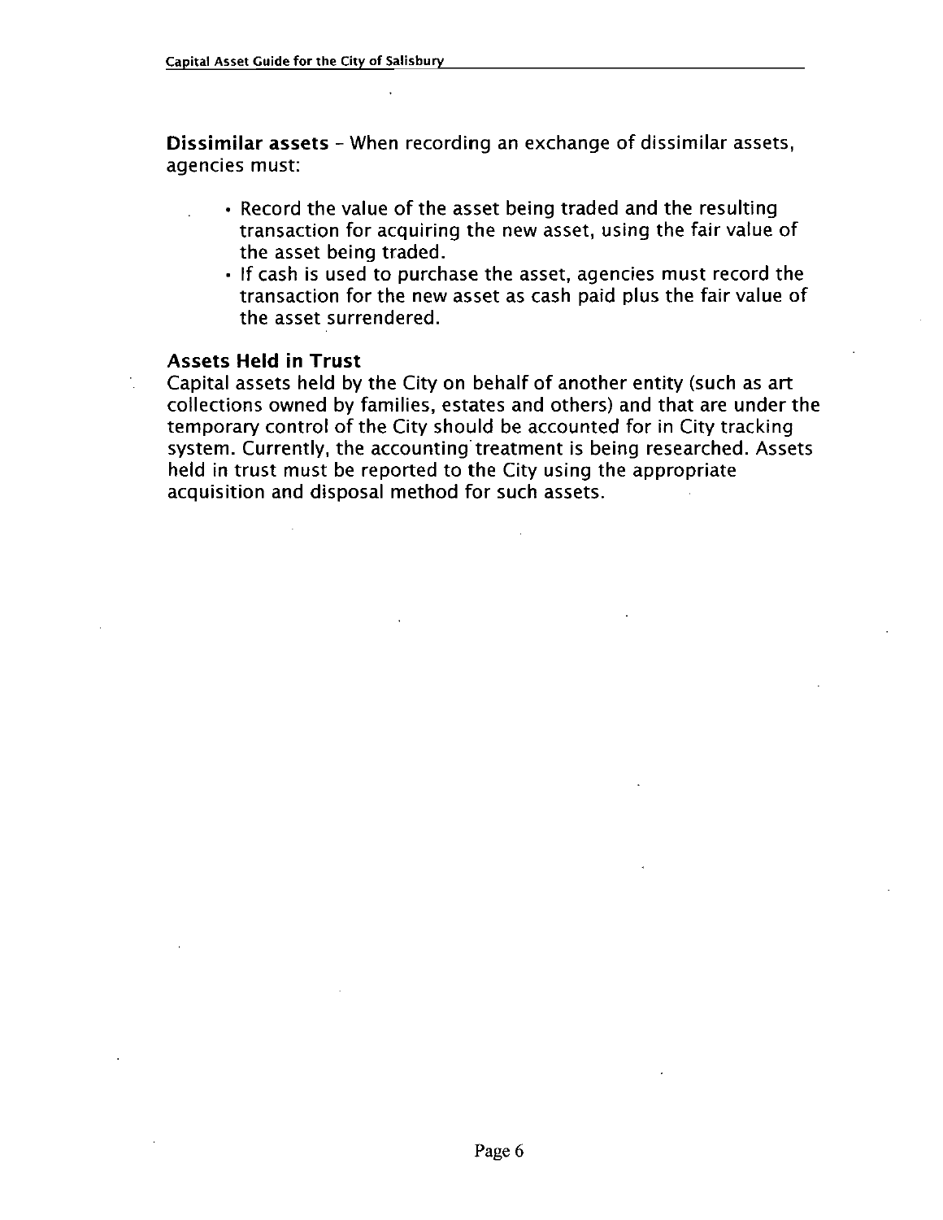**Dissimilar assets** - When recording an exchange of dissimilar assets, agencies must:

- Record the value of the asset being traded and the resulting transaction for acquiring the new asset, using the fair value of the asset being traded.
- If cash is used to purchase the asset, agencies must record the transaction for the new asset as cash paid plus the fair value of the asset surrendered.

### Assets Held in Trust

Capital assets held by the City on behalf of another entity (such as art collections owned by families, estates and others) and that are under the temporary control of the City should be accounted for in City tracking system. Currently, the accounting treatment is being researched. Assets held in trust must be reported to the City using the appropriate acquisition and disposal method for such assets.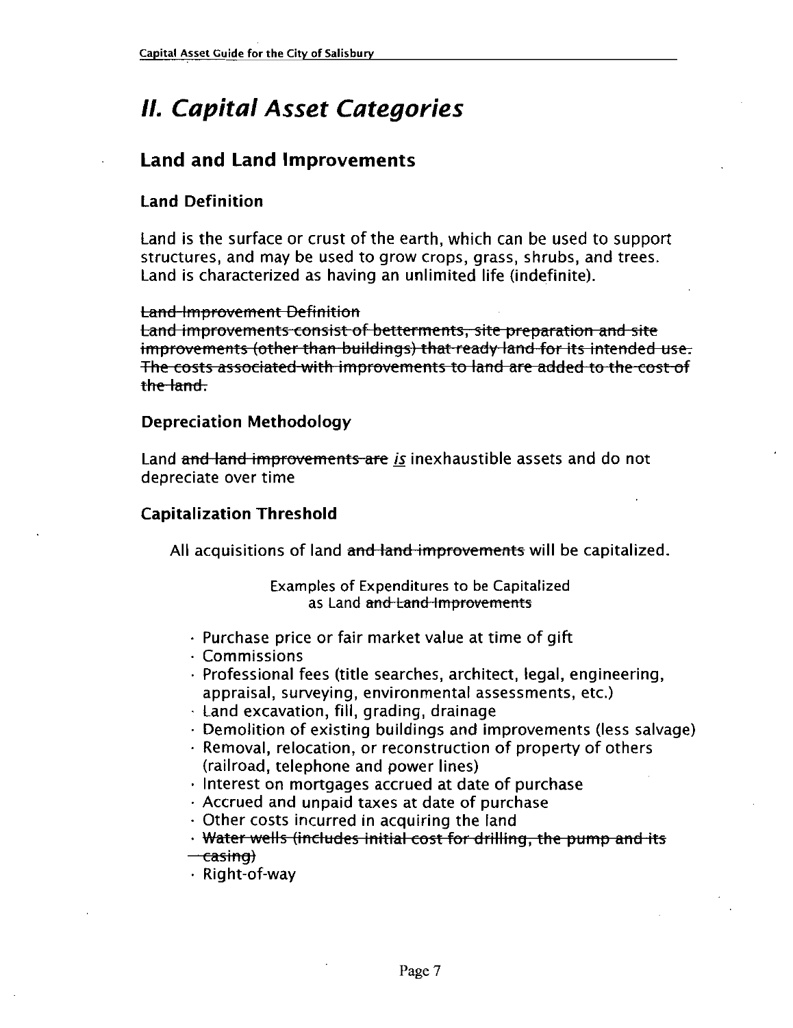# II. Capital Asset Categories

## Land and Land Improvements

### Land Definition

Land is the surface or crust of the earth, which can be used to support structures, and may be used to grow crops, grass, shrubs, and trees. Land is characterized as having an unlimited life (indefinite).

~~Land Improvement Definition~~
~~Land improvements consist of betterments, site preparation and site improvements (other than buildings) that ready land for its intended use. The costs associated with improvements to land are added to the cost of the land.~~

### Depreciation Methodology

Land ~~and land improvements are~~ *is* inexhaustible assets and do not depreciate over time

### Capitalization Threshold

All acquisitions of land ~~and land improvements~~ will be capitalized.

Examples of Expenditures to be Capitalized as Land ~~and Land Improvements~~

- Purchase price or fair market value at time of gift
- Commissions
- Professional fees (title searches, architect, legal, engineering, appraisal, surveying, environmental assessments, etc.)
- Land excavation, fill, grading, drainage
- Demolition of existing buildings and improvements (less salvage)
- Removal, relocation, or reconstruction of property of others (railroad, telephone and power lines)
- Interest on mortgages accrued at date of purchase
- Accrued and unpaid taxes at date of purchase
- Other costs incurred in acquiring the land
- ~~Water wells (includes initial cost for drilling, the pump and its casing)~~
- Right-of-way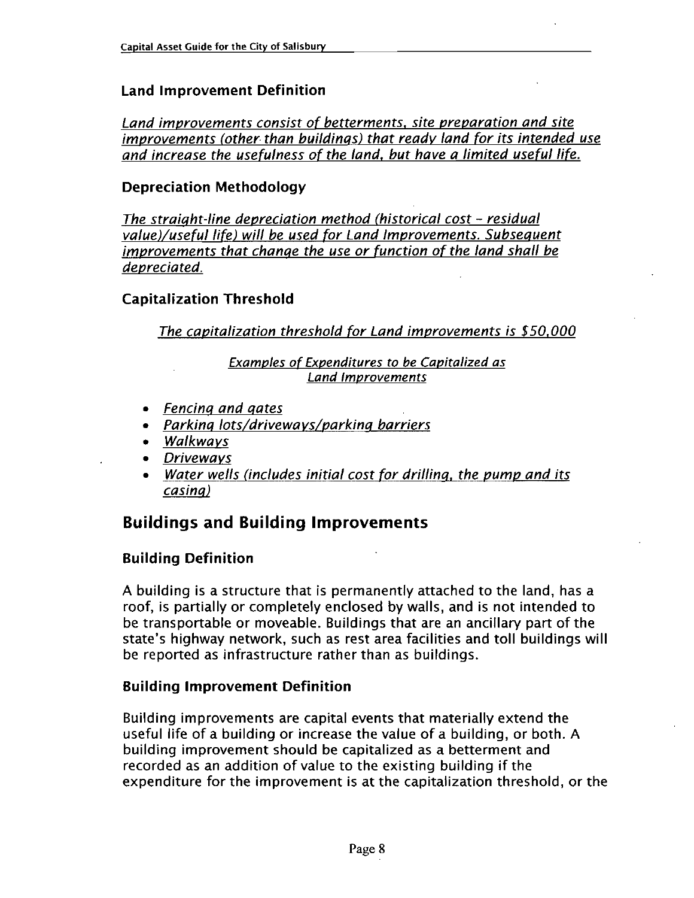### Land Improvement Definition

*Land improvements consist of betterments, site preparation and site improvements (other than buildings) that ready land for its intended use and increase the usefulness of the land, but have a limited useful life.*

### Depreciation Methodology

*The straight-line depreciation method (historical cost – residual value)/useful life) will be used for Land Improvements. Subsequent improvements that change the use or function of the land shall be depreciated.*

### Capitalization Threshold

*The capitalization threshold for Land improvements is $50,000*

*Examples of Expenditures to be Capitalized as Land Improvements*

- *Fencing and gates*
- *Parking lots/driveways/parking barriers*
- *Walkways*
- *Driveways*
- *Water wells (includes initial cost for drilling, the pump and its casing)*

## Buildings and Building Improvements

### Building Definition

A building is a structure that is permanently attached to the land, has a roof, is partially or completely enclosed by walls, and is not intended to be transportable or moveable. Buildings that are an ancillary part of the state's highway network, such as rest area facilities and toll buildings will be reported as infrastructure rather than as buildings.

### Building Improvement Definition

Building improvements are capital events that materially extend the useful life of a building or increase the value of a building, or both. A building improvement should be capitalized as a betterment and recorded as an addition of value to the existing building if the expenditure for the improvement is at the capitalization threshold, or the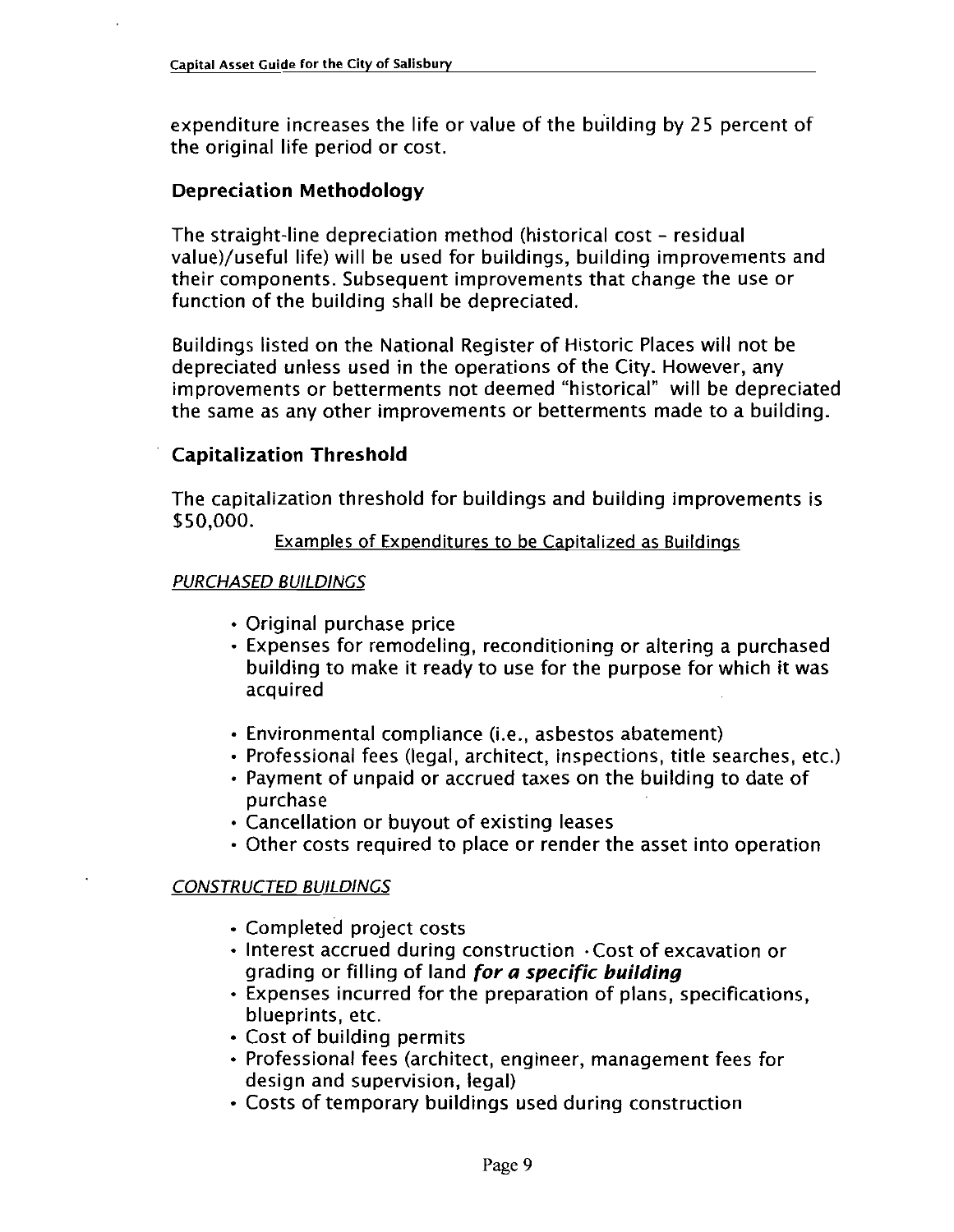expenditure increases the life or value of the building by 25 percent of the original life period or cost.

### Depreciation Methodology

The straight-line depreciation method (historical cost - residual value)/useful life) will be used for buildings, building improvements and their components. Subsequent improvements that change the use or function of the building shall be depreciated.

Buildings listed on the National Register of Historic Places will not be depreciated unless used in the operations of the City. However, any improvements or betterments not deemed "historical" will be depreciated the same as any other improvements or betterments made to a building.

### Capitalization Threshold

The capitalization threshold for buildings and building improvements is $50,000.

Examples of Expenditures to be Capitalized as Buildings

*PURCHASED BUILDINGS*

- Original purchase price
- Expenses for remodeling, reconditioning or altering a purchased building to make it ready to use for the purpose for which it was acquired
- Environmental compliance (i.e., asbestos abatement)
- Professional fees (legal, architect, inspections, title searches, etc.)
- Payment of unpaid or accrued taxes on the building to date of purchase
- Cancellation or buyout of existing leases
- Other costs required to place or render the asset into operation

*CONSTRUCTED BUILDINGS*

- Completed project costs
- Interest accrued during construction • Cost of excavation or grading or filling of land ***for a specific building***
- Expenses incurred for the preparation of plans, specifications, blueprints, etc.
- Cost of building permits
- Professional fees (architect, engineer, management fees for design and supervision, legal)
- Costs of temporary buildings used during construction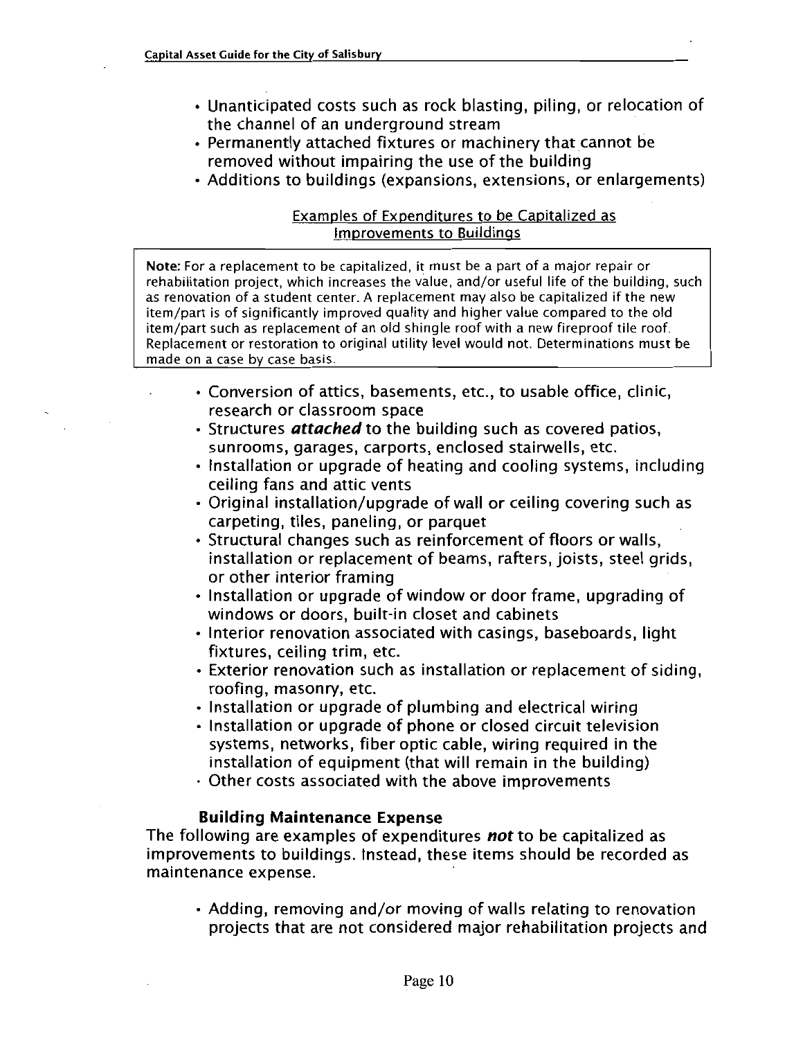- Unanticipated costs such as rock blasting, piling, or relocation of the channel of an underground stream
- Permanently attached fixtures or machinery that cannot be removed without impairing the use of the building
- Additions to buildings (expansions, extensions, or enlargements)

Examples of Expenditures to be Capitalized as Improvements to Buildings

> **Note:** For a replacement to be capitalized, it must be a part of a major repair or rehabilitation project, which increases the value, and/or useful life of the building, such as renovation of a student center. A replacement may also be capitalized if the new item/part is of significantly improved quality and higher value compared to the old item/part such as replacement of an old shingle roof with a new fireproof tile roof. Replacement or restoration to original utility level would not. Determinations must be made on a case by case basis.

- Conversion of attics, basements, etc., to usable office, clinic, research or classroom space
- Structures ***attached*** to the building such as covered patios, sunrooms, garages, carports, enclosed stairwells, etc.
- Installation or upgrade of heating and cooling systems, including ceiling fans and attic vents
- Original installation/upgrade of wall or ceiling covering such as carpeting, tiles, paneling, or parquet
- Structural changes such as reinforcement of floors or walls, installation or replacement of beams, rafters, joists, steel grids, or other interior framing
- Installation or upgrade of window or door frame, upgrading of windows or doors, built-in closet and cabinets
- Interior renovation associated with casings, baseboards, light fixtures, ceiling trim, etc.
- Exterior renovation such as installation or replacement of siding, roofing, masonry, etc.
- Installation or upgrade of plumbing and electrical wiring
- Installation or upgrade of phone or closed circuit television systems, networks, fiber optic cable, wiring required in the installation of equipment (that will remain in the building)
- Other costs associated with the above improvements

### Building Maintenance Expense

The following are examples of expenditures ***not*** to be capitalized as improvements to buildings. Instead, these items should be recorded as maintenance expense.

- Adding, removing and/or moving of walls relating to renovation projects that are not considered major rehabilitation projects and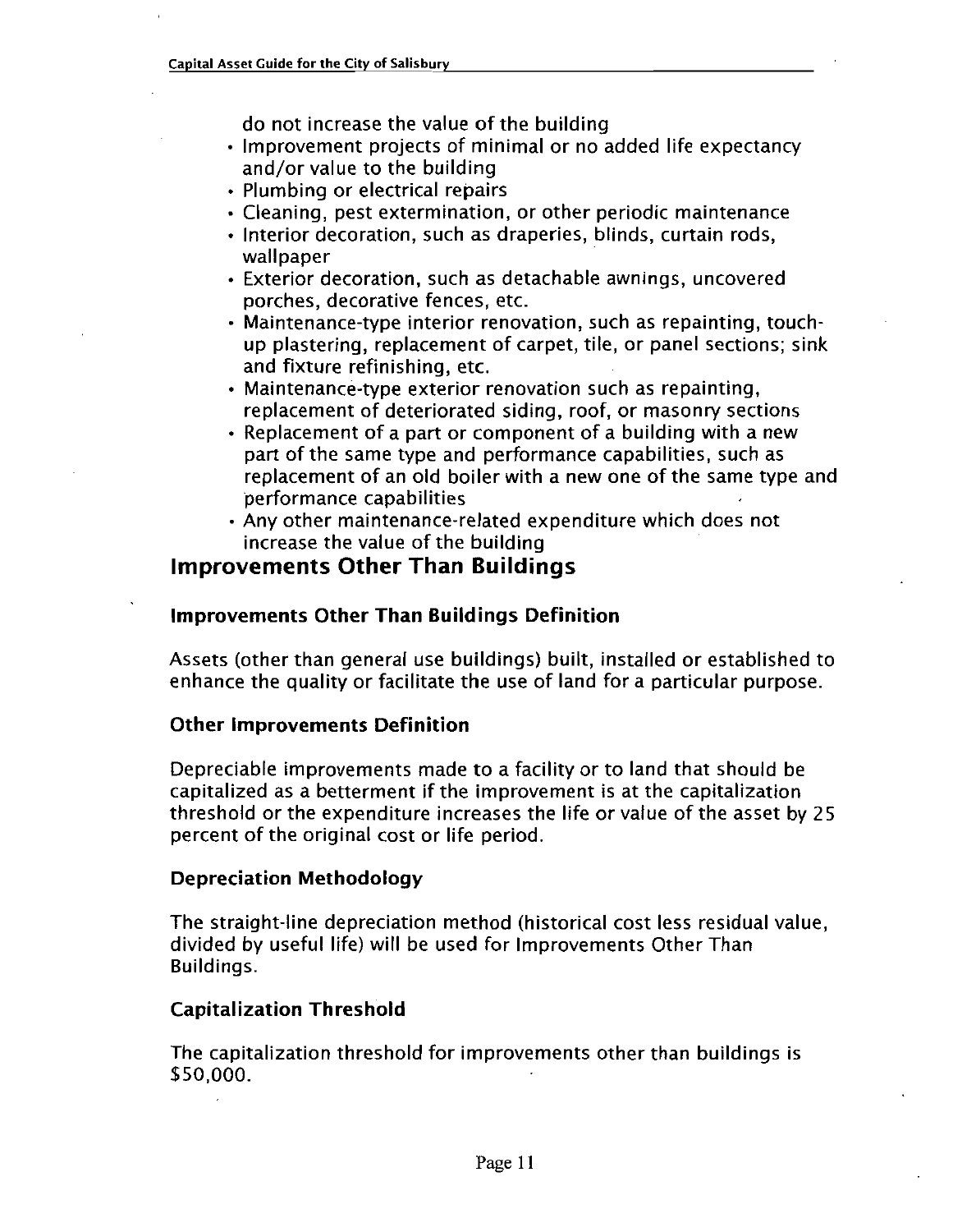do not increase the value of the building

- Improvement projects of minimal or no added life expectancy and/or value to the building
- Plumbing or electrical repairs
- Cleaning, pest extermination, or other periodic maintenance
- Interior decoration, such as draperies, blinds, curtain rods, wallpaper
- Exterior decoration, such as detachable awnings, uncovered porches, decorative fences, etc.
- Maintenance-type interior renovation, such as repainting, touch-up plastering, replacement of carpet, tile, or panel sections; sink and fixture refinishing, etc.
- Maintenance-type exterior renovation such as repainting, replacement of deteriorated siding, roof, or masonry sections
- Replacement of a part or component of a building with a new part of the same type and performance capabilities, such as replacement of an old boiler with a new one of the same type and performance capabilities
- Any other maintenance-related expenditure which does not increase the value of the building

## Improvements Other Than Buildings

### Improvements Other Than Buildings Definition

Assets (other than general use buildings) built, installed or established to enhance the quality or facilitate the use of land for a particular purpose.

### Other Improvements Definition

Depreciable improvements made to a facility or to land that should be capitalized as a betterment if the improvement is at the capitalization threshold or the expenditure increases the life or value of the asset by 25 percent of the original cost or life period.

### Depreciation Methodology

The straight-line depreciation method (historical cost less residual value, divided by useful life) will be used for Improvements Other Than Buildings.

### Capitalization Threshold

The capitalization threshold for improvements other than buildings is $50,000.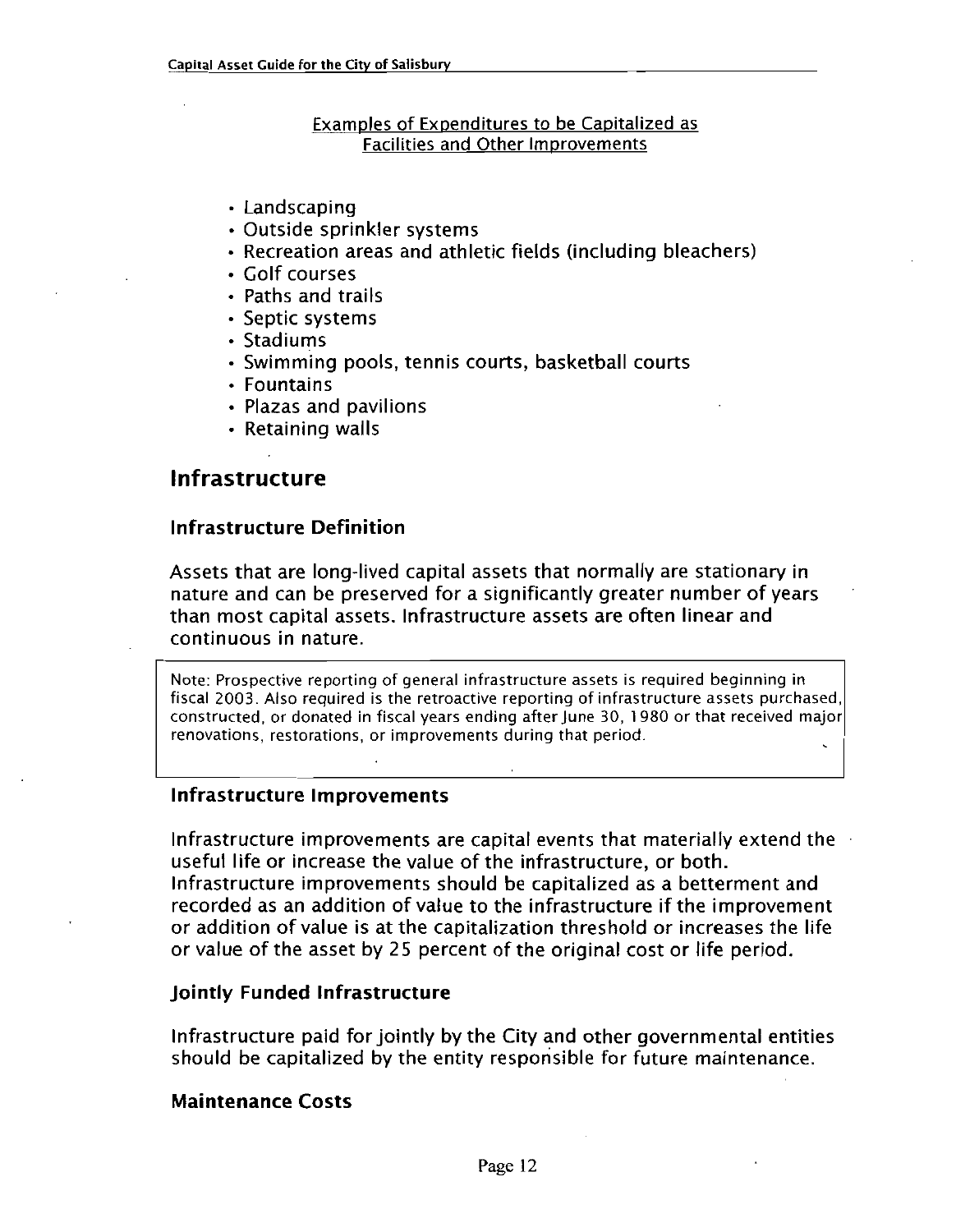Examples of Expenditures to be Capitalized as Facilities and Other Improvements

- Landscaping
- Outside sprinkler systems
- Recreation areas and athletic fields (including bleachers)
- Golf courses
- Paths and trails
- Septic systems
- Stadiums
- Swimming pools, tennis courts, basketball courts
- Fountains
- Plazas and pavilions
- Retaining walls

## Infrastructure

### Infrastructure Definition

Assets that are long-lived capital assets that normally are stationary in nature and can be preserved for a significantly greater number of years than most capital assets. Infrastructure assets are often linear and continuous in nature.

Note: Prospective reporting of general infrastructure assets is required beginning in fiscal 2003. Also required is the retroactive reporting of infrastructure assets purchased, constructed, or donated in fiscal years ending after June 30, 1980 or that received major renovations, restorations, or improvements during that period.

### Infrastructure Improvements

Infrastructure improvements are capital events that materially extend the useful life or increase the value of the infrastructure, or both. Infrastructure improvements should be capitalized as a betterment and recorded as an addition of value to the infrastructure if the improvement or addition of value is at the capitalization threshold or increases the life or value of the asset by 25 percent of the original cost or life period.

### Jointly Funded Infrastructure

Infrastructure paid for jointly by the City and other governmental entities should be capitalized by the entity responsible for future maintenance.

### Maintenance Costs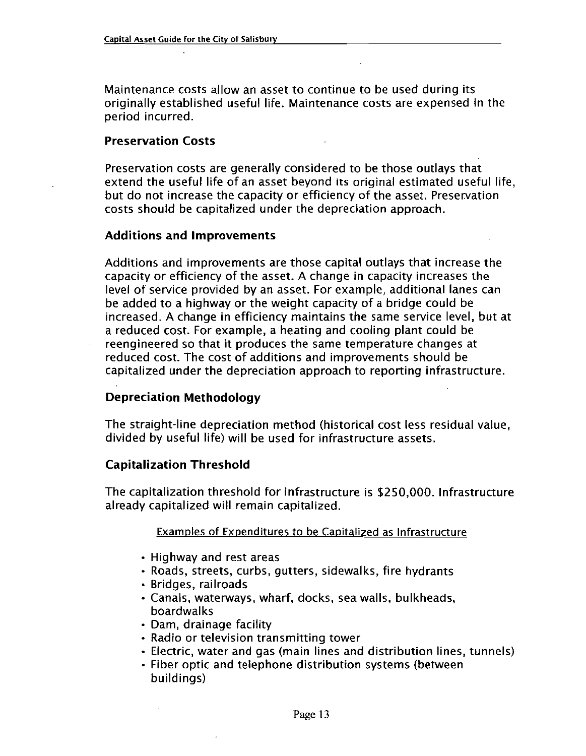Maintenance costs allow an asset to continue to be used during its originally established useful life. Maintenance costs are expensed in the period incurred.

### Preservation Costs

Preservation costs are generally considered to be those outlays that extend the useful life of an asset beyond its original estimated useful life, but do not increase the capacity or efficiency of the asset. Preservation costs should be capitalized under the depreciation approach.

### Additions and Improvements

Additions and improvements are those capital outlays that increase the capacity or efficiency of the asset. A change in capacity increases the level of service provided by an asset. For example, additional lanes can be added to a highway or the weight capacity of a bridge could be increased. A change in efficiency maintains the same service level, but at a reduced cost. For example, a heating and cooling plant could be reengineered so that it produces the same temperature changes at reduced cost. The cost of additions and improvements should be capitalized under the depreciation approach to reporting infrastructure.

### Depreciation Methodology

The straight-line depreciation method (historical cost less residual value, divided by useful life) will be used for infrastructure assets.

### Capitalization Threshold

The capitalization threshold for infrastructure is $250,000. Infrastructure already capitalized will remain capitalized.

Examples of Expenditures to be Capitalized as Infrastructure

- Highway and rest areas
- Roads, streets, curbs, gutters, sidewalks, fire hydrants
- Bridges, railroads
- Canals, waterways, wharf, docks, sea walls, bulkheads, boardwalks
- Dam, drainage facility
- Radio or television transmitting tower
- Electric, water and gas (main lines and distribution lines, tunnels)
- Fiber optic and telephone distribution systems (between buildings)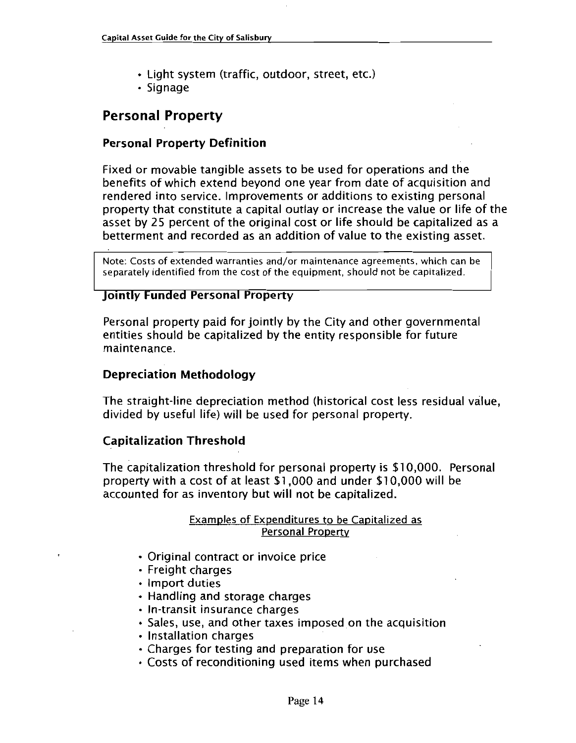- Light system (traffic, outdoor, street, etc.)
- Signage

## Personal Property

### Personal Property Definition

Fixed or movable tangible assets to be used for operations and the benefits of which extend beyond one year from date of acquisition and rendered into service. Improvements or additions to existing personal property that constitute a capital outlay or increase the value or life of the asset by 25 percent of the original cost or life should be capitalized as a betterment and recorded as an addition of value to the existing asset.

> Note: Costs of extended warranties and/or maintenance agreements, which can be separately identified from the cost of the equipment, should not be capitalized.

### Jointly Funded Personal Property

Personal property paid for jointly by the City and other governmental entities should be capitalized by the entity responsible for future maintenance.

### Depreciation Methodology

The straight-line depreciation method (historical cost less residual value, divided by useful life) will be used for personal property.

### Capitalization Threshold

The capitalization threshold for personal property is $10,000. Personal property with a cost of at least $1,000 and under $10,000 will be accounted for as inventory but will not be capitalized.

Examples of Expenditures to be Capitalized as Personal Property

- Original contract or invoice price
- Freight charges
- Import duties
- Handling and storage charges
- In-transit insurance charges
- Sales, use, and other taxes imposed on the acquisition
- Installation charges
- Charges for testing and preparation for use
- Costs of reconditioning used items when purchased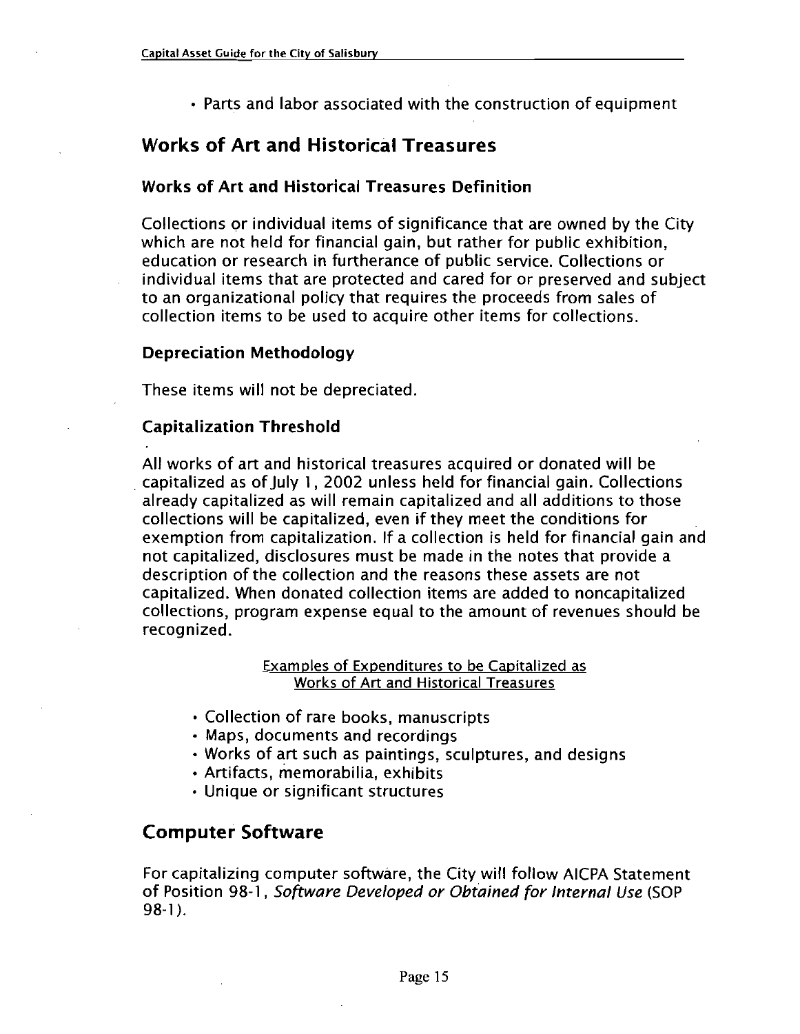- Parts and labor associated with the construction of equipment

## Works of Art and Historical Treasures

### Works of Art and Historical Treasures Definition

Collections or individual items of significance that are owned by the City which are not held for financial gain, but rather for public exhibition, education or research in furtherance of public service. Collections or individual items that are protected and cared for or preserved and subject to an organizational policy that requires the proceeds from sales of collection items to be used to acquire other items for collections.

### Depreciation Methodology

These items will not be depreciated.

### Capitalization Threshold

All works of art and historical treasures acquired or donated will be capitalized as of July 1, 2002 unless held for financial gain. Collections already capitalized as will remain capitalized and all additions to those collections will be capitalized, even if they meet the conditions for exemption from capitalization. If a collection is held for financial gain and not capitalized, disclosures must be made in the notes that provide a description of the collection and the reasons these assets are not capitalized. When donated collection items are added to noncapitalized collections, program expense equal to the amount of revenues should be recognized.

Examples of Expenditures to be Capitalized as Works of Art and Historical Treasures

- Collection of rare books, manuscripts
- Maps, documents and recordings
- Works of art such as paintings, sculptures, and designs
- Artifacts, memorabilia, exhibits
- Unique or significant structures

## Computer Software

For capitalizing computer software, the City will follow AICPA Statement of Position 98-1, *Software Developed or Obtained for Internal Use* (SOP 98-1).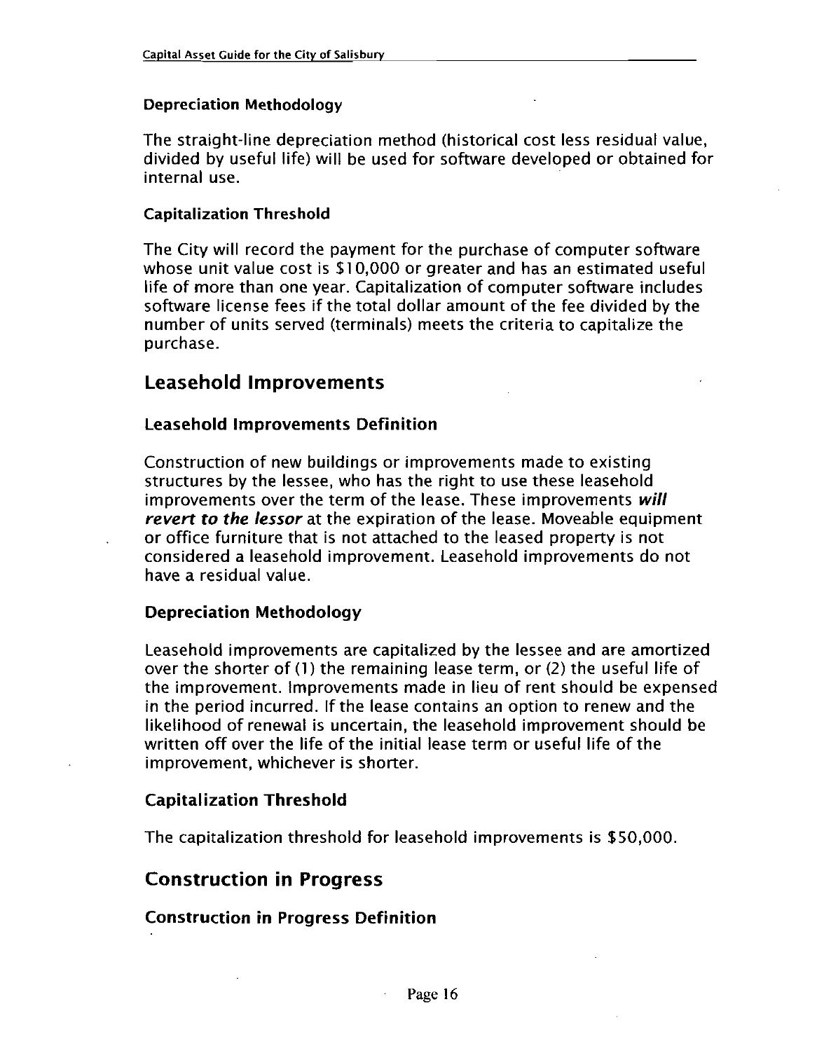### Depreciation Methodology

The straight-line depreciation method (historical cost less residual value, divided by useful life) will be used for software developed or obtained for internal use.

### Capitalization Threshold

The City will record the payment for the purchase of computer software whose unit value cost is $10,000 or greater and has an estimated useful life of more than one year. Capitalization of computer software includes software license fees if the total dollar amount of the fee divided by the number of units served (terminals) meets the criteria to capitalize the purchase.

## Leasehold Improvements

### Leasehold Improvements Definition

Construction of new buildings or improvements made to existing structures by the lessee, who has the right to use these leasehold improvements over the term of the lease. These improvements ***will revert to the lessor*** at the expiration of the lease. Moveable equipment or office furniture that is not attached to the leased property is not considered a leasehold improvement. Leasehold improvements do not have a residual value.

### Depreciation Methodology

Leasehold improvements are capitalized by the lessee and are amortized over the shorter of (1) the remaining lease term, or (2) the useful life of the improvement. Improvements made in lieu of rent should be expensed in the period incurred. If the lease contains an option to renew and the likelihood of renewal is uncertain, the leasehold improvement should be written off over the life of the initial lease term or useful life of the improvement, whichever is shorter.

### Capitalization Threshold

The capitalization threshold for leasehold improvements is $50,000.

## Construction in Progress

### Construction in Progress Definition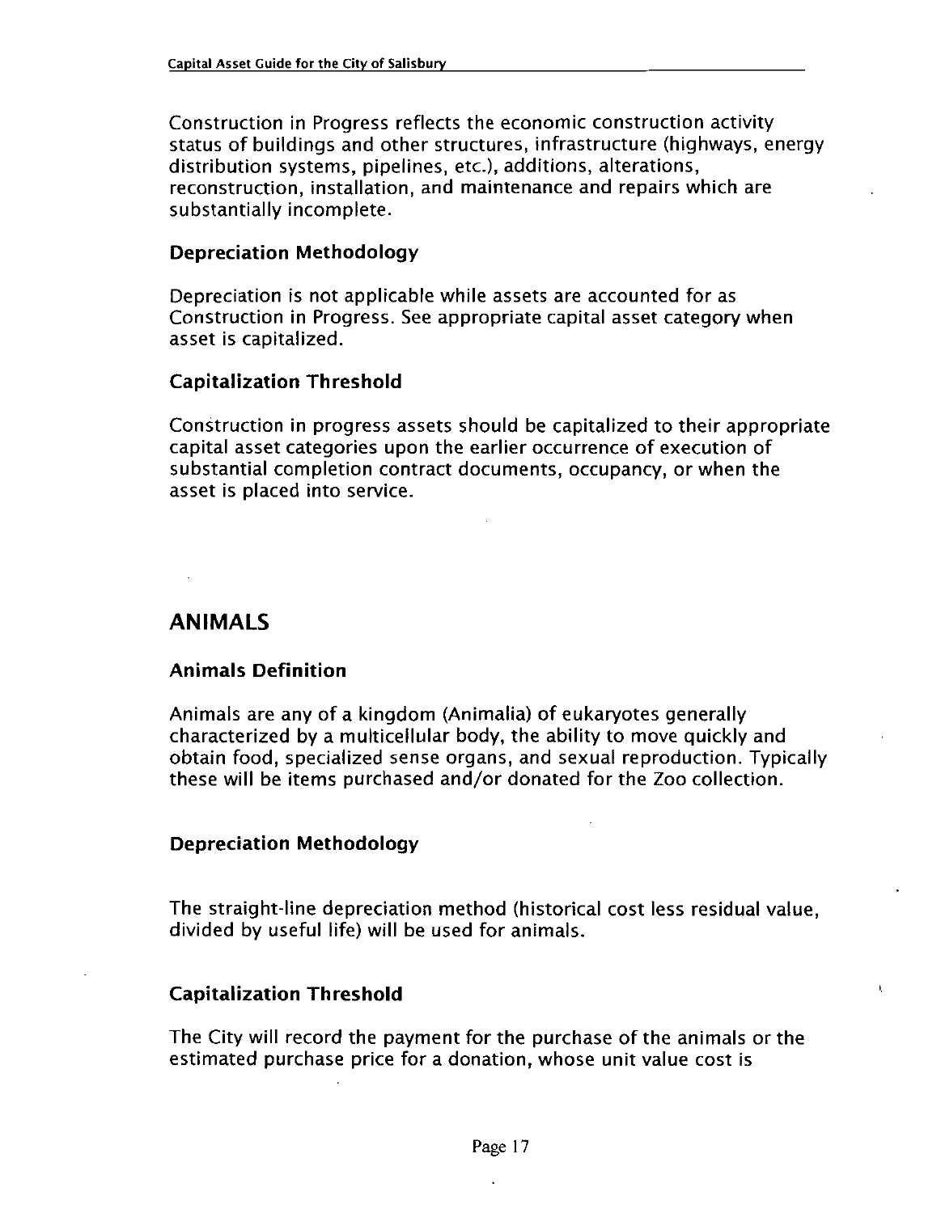Construction in Progress reflects the economic construction activity status of buildings and other structures, infrastructure (highways, energy distribution systems, pipelines, etc.), additions, alterations, reconstruction, installation, and maintenance and repairs which are substantially incomplete.

### Depreciation Methodology

Depreciation is not applicable while assets are accounted for as Construction in Progress. See appropriate capital asset category when asset is capitalized.

### Capitalization Threshold

Construction in progress assets should be capitalized to their appropriate capital asset categories upon the earlier occurrence of execution of substantial completion contract documents, occupancy, or when the asset is placed into service.

## ANIMALS

### Animals Definition

Animals are any of a kingdom (Animalia) of eukaryotes generally characterized by a multicellular body, the ability to move quickly and obtain food, specialized sense organs, and sexual reproduction. Typically these will be items purchased and/or donated for the Zoo collection.

### Depreciation Methodology

The straight-line depreciation method (historical cost less residual value, divided by useful life) will be used for animals.

### Capitalization Threshold

The City will record the payment for the purchase of the animals or the estimated purchase price for a donation, whose unit value cost is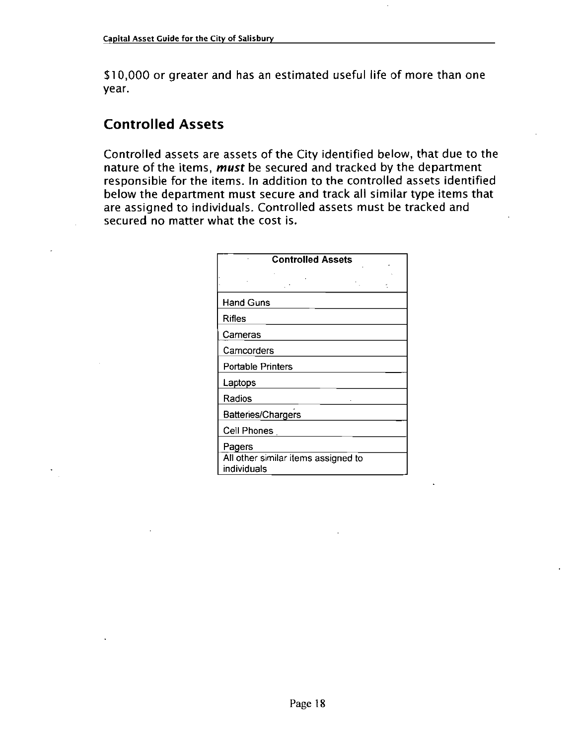$10,000 or greater and has an estimated useful life of more than one year.

## Controlled Assets

Controlled assets are assets of the City identified below, that due to the nature of the items, ***must*** be secured and tracked by the department responsible for the items. In addition to the controlled assets identified below the department must secure and track all similar type items that are assigned to individuals. Controlled assets must be tracked and secured no matter what the cost is.

| Controlled Assets |
| --- |
| Hand Guns |
| Rifles |
| Cameras |
| Camcorders |
| Portable Printers |
| Laptops |
| Radios |
| Batteries/Chargers |
| Cell Phones |
| Pagers |
| All other similar items assigned to individuals |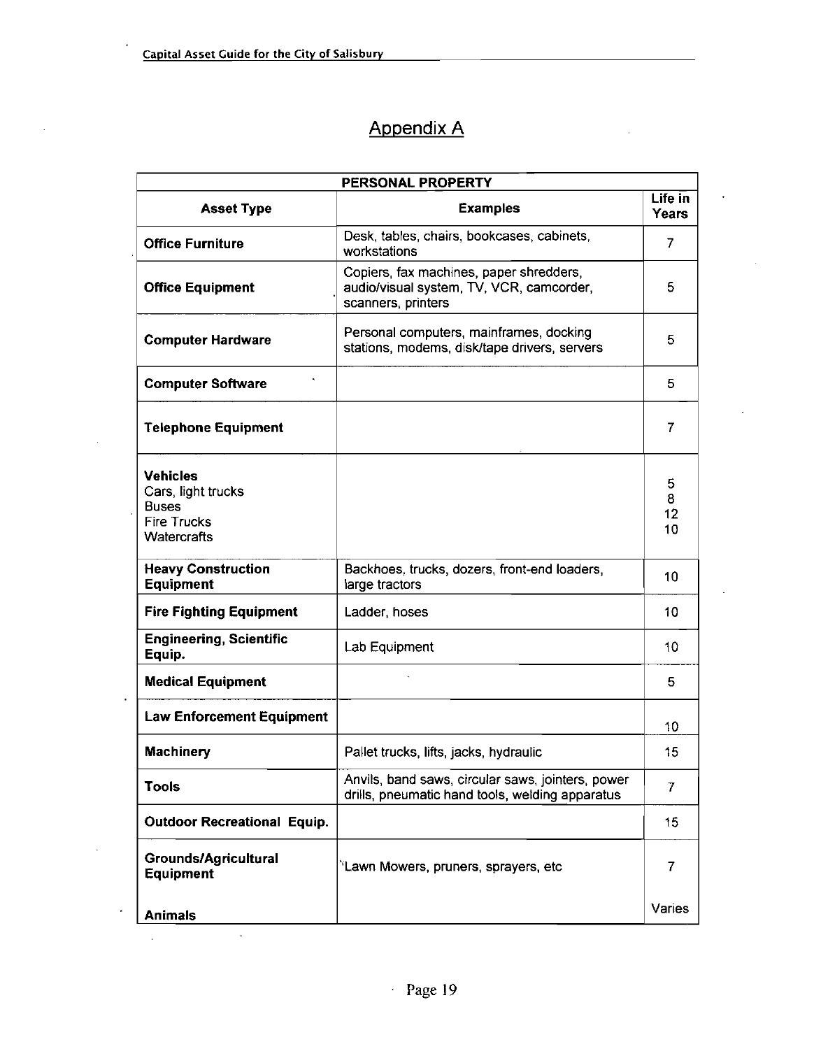## Appendix A

| PERSONAL PROPERTY | | |
|---|---|---|
| **Asset Type** | **Examples** | **Life in Years** |
| **Office Furniture** | Desk, tables, chairs, bookcases, cabinets, workstations | 7 |
| **Office Equipment** | Copiers, fax machines, paper shredders, audio/visual system, TV, VCR, camcorder, scanners, printers | 5 |
| **Computer Hardware** | Personal computers, mainframes, docking stations, modems, disk/tape drivers, servers | 5 |
| **Computer Software** | | 5 |
| **Telephone Equipment** | | 7 |
| **Vehicles**<br>Cars, light trucks<br>Buses<br>Fire Trucks<br>Watercrafts | | <br>5<br>8<br>12<br>10 |
| **Heavy Construction Equipment** | Backhoes, trucks, dozers, front-end loaders, large tractors | 10 |
| **Fire Fighting Equipment** | Ladder, hoses | 10 |
| **Engineering, Scientific Equip.** | Lab Equipment | 10 |
| **Medical Equipment** | | 5 |
| **Law Enforcement Equipment** | | 10 |
| **Machinery** | Pallet trucks, lifts, jacks, hydraulic | 15 |
| **Tools** | Anvils, band saws, circular saws, jointers, power drills, pneumatic hand tools, welding apparatus | 7 |
| **Outdoor Recreational Equip.** | | 15 |
| **Grounds/Agricultural Equipment** | Lawn Mowers, pruners, sprayers, etc | 7 |
| **Animals** | | Varies |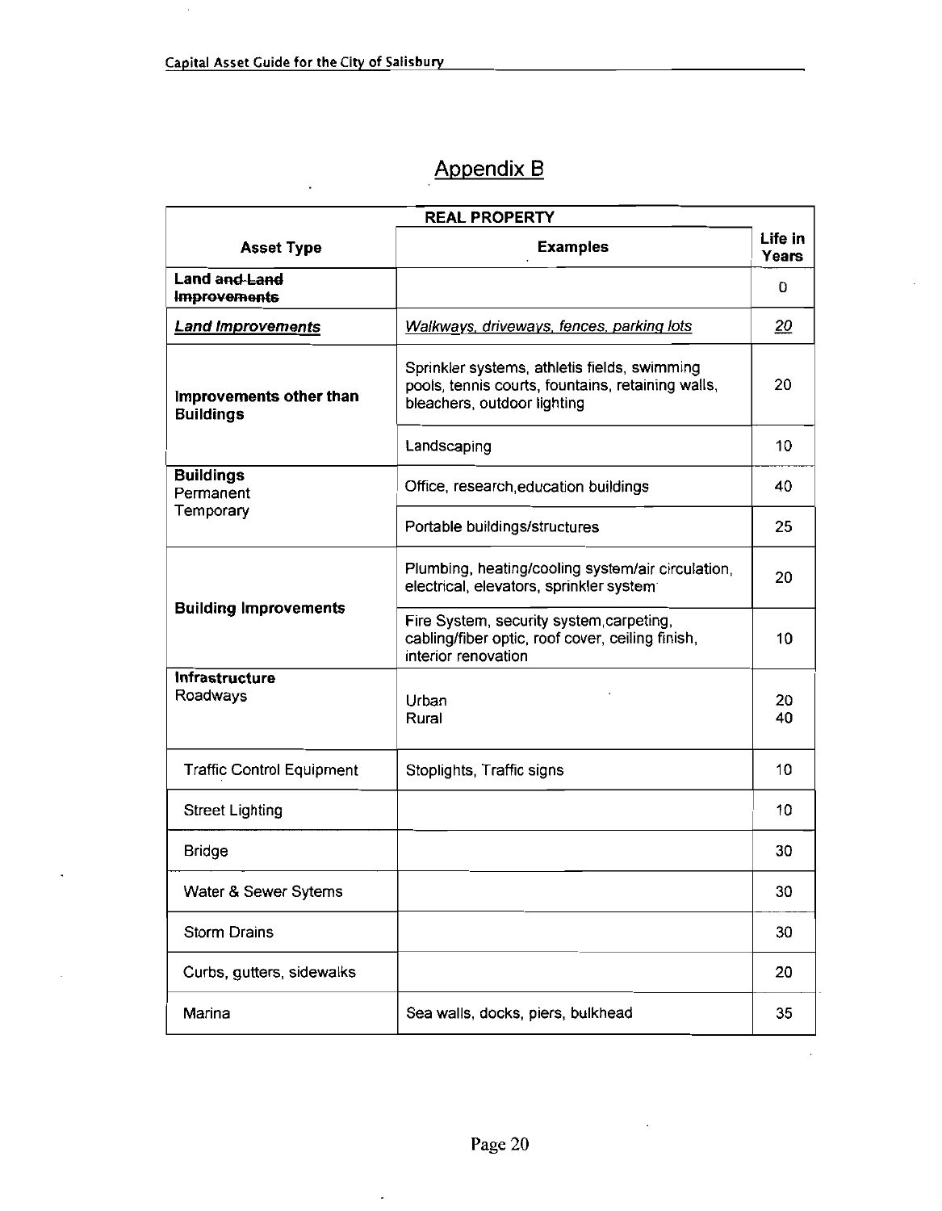## Appendix B

| REAL PROPERTY | | |
|---|---|---|
| **Asset Type** | **Examples** | **Life in Years** |
| **Land ~~and Land Improvements~~** | | 0 |
| ***Land Improvements*** | *Walkways, driveways, fences, parking lots* | *20* |
| **Improvements other than Buildings** | Sprinkler systems, athletis fields, swimming pools, tennis courts, fountains, retaining walls, bleachers, outdoor lighting | 20 |
| | Landscaping | 10 |
| **Buildings** Permanent | Office, research,education buildings | 40 |
| Temporary | Portable buildings/structures | 25 |
| **Building Improvements** | Plumbing, heating/cooling system/air circulation, electrical, elevators, sprinkler system | 20 |
| | Fire System, security system,carpeting, cabling/fiber optic, roof cover, ceiling finish, interior renovation | 10 |
| **Infrastructure** Roadways | Urban<br>Rural | 20<br>40 |
| Traffic Control Equipment | Stoplights, Traffic signs | 10 |
| Street Lighting | | 10 |
| Bridge | | 30 |
| Water & Sewer Sytems | | 30 |
| Storm Drains | | 30 |
| Curbs, gutters, sidewalks | | 20 |
| Marina | Sea walls, docks, piers, bulkhead | 35 |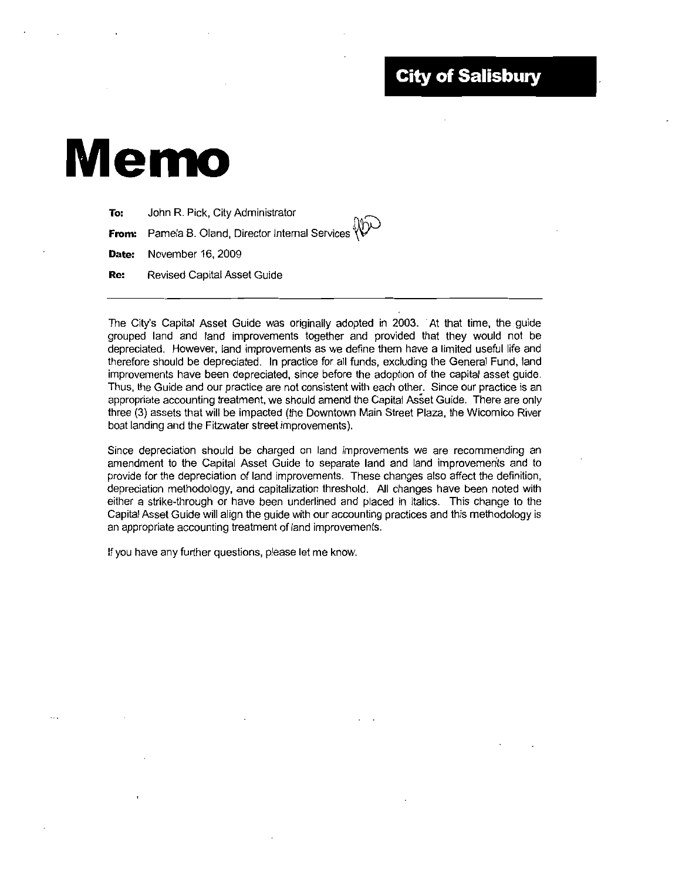**City of Salisbury**

# Memo

**To:** John R. Pick, City Administrator

**From:** Pamela B. Oland, Director Internal Services

**Date:** November 16, 2009

**Re:** Revised Capital Asset Guide

---

The City's Capital Asset Guide was originally adopted in 2003. At that time, the guide grouped land and land improvements together and provided that they would not be depreciated. However, land improvements as we define them have a limited useful life and therefore should be depreciated. In practice for all funds, excluding the General Fund, land improvements have been depreciated, since before the adoption of the capital asset guide. Thus, the Guide and our practice are not consistent with each other. Since our practice is an appropriate accounting treatment, we should amend the Capital Asset Guide. There are only three (3) assets that will be impacted (the Downtown Main Street Plaza, the Wicomico River boat landing and the Fitzwater street improvements).

Since depreciation should be charged on land improvements we are recommending an amendment to the Capital Asset Guide to separate land and land improvements and to provide for the depreciation of land improvements. These changes also affect the definition, depreciation methodology, and capitalization threshold. All changes have been noted with either a strike-through or have been underlined and placed in italics. This change to the Capital Asset Guide will align the guide with our accounting practices and this methodology is an appropriate accounting treatment of land improvements.

If you have any further questions, please let me know.